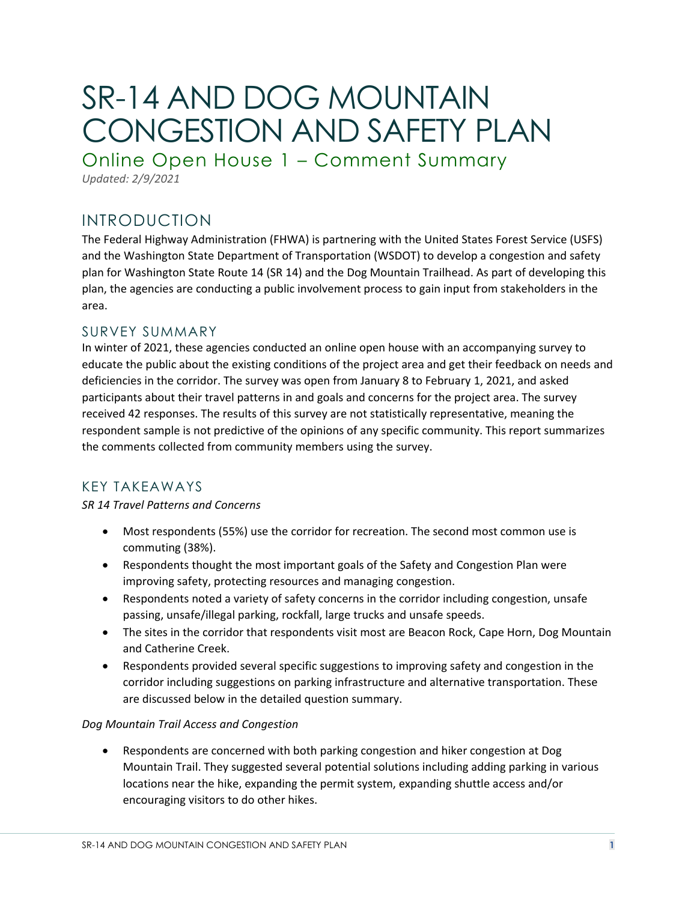# SR-14 AND DOG MOUNTAIN CONGESTION AND SAFETY PLAN

## Online Open House 1 – Comment Summary

*Updated: 2/9/2021*

## INTRODUCTION

The Federal Highway Administration (FHWA) is partnering with the United States Forest Service (USFS) and the Washington State Department of Transportation (WSDOT) to develop a congestion and safety plan for Washington State Route 14 (SR 14) and the Dog Mountain Trailhead. As part of developing this plan, the agencies are conducting a public involvement process to gain input from stakeholders in the area.

### SURVEY SUMMARY

In winter of 2021, these agencies conducted an online open house with an accompanying survey to educate the public about the existing conditions of the project area and get their feedback on needs and deficiencies in the corridor. The survey was open from January 8 to February 1, 2021, and asked participants about their travel patterns in and goals and concerns for the project area. The survey received 42 responses. The results of this survey are not statistically representative, meaning the respondent sample is not predictive of the opinions of any specific community. This report summarizes the comments collected from community members using the survey.

### KEY TAKEAWAYS

*SR 14 Travel Patterns and Concerns*

- Most respondents (55%) use the corridor for recreation. The second most common use is commuting (38%).
- Respondents thought the most important goals of the Safety and Congestion Plan were improving safety, protecting resources and managing congestion.
- Respondents noted a variety of safety concerns in the corridor including congestion, unsafe passing, unsafe/illegal parking, rockfall, large trucks and unsafe speeds.
- The sites in the corridor that respondents visit most are Beacon Rock, Cape Horn, Dog Mountain and Catherine Creek.
- Respondents provided several specific suggestions to improving safety and congestion in the corridor including suggestions on parking infrastructure and alternative transportation. These are discussed below in the detailed question summary.

*Dog Mountain Trail Access and Congestion*

- Respondents are concerned with both parking congestion and hiker congestion at Dog Mountain Trail. They suggested several potential solutions including adding parking in various locations near the hike, expanding the permit system, expanding shuttle access and/or encouraging visitors to do other hikes.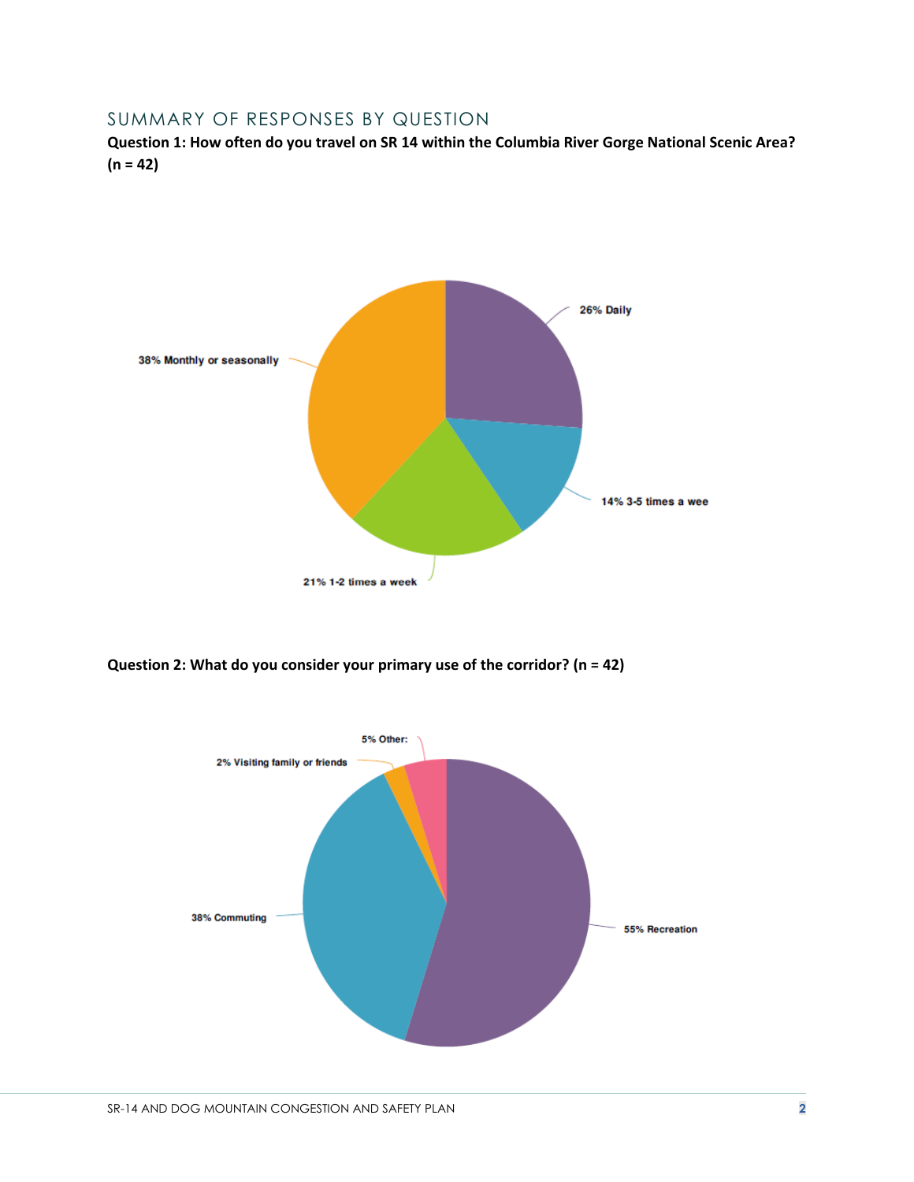## SUMMARY OF RESPONSES BY QUESTION

**Question 1: How often do you travel on SR 14 within the Columbia River Gorge National Scenic Area? (n = 42)**

26% Daily

14% 3-5 times a wee

21% 1-2 times a week

38% Monthly or seasonally

**Question 2: What do you consider your primary use of the corridor? (n = 42)**

5% Other:

2% Visiting family or friends

38% Commuting

55% Recreation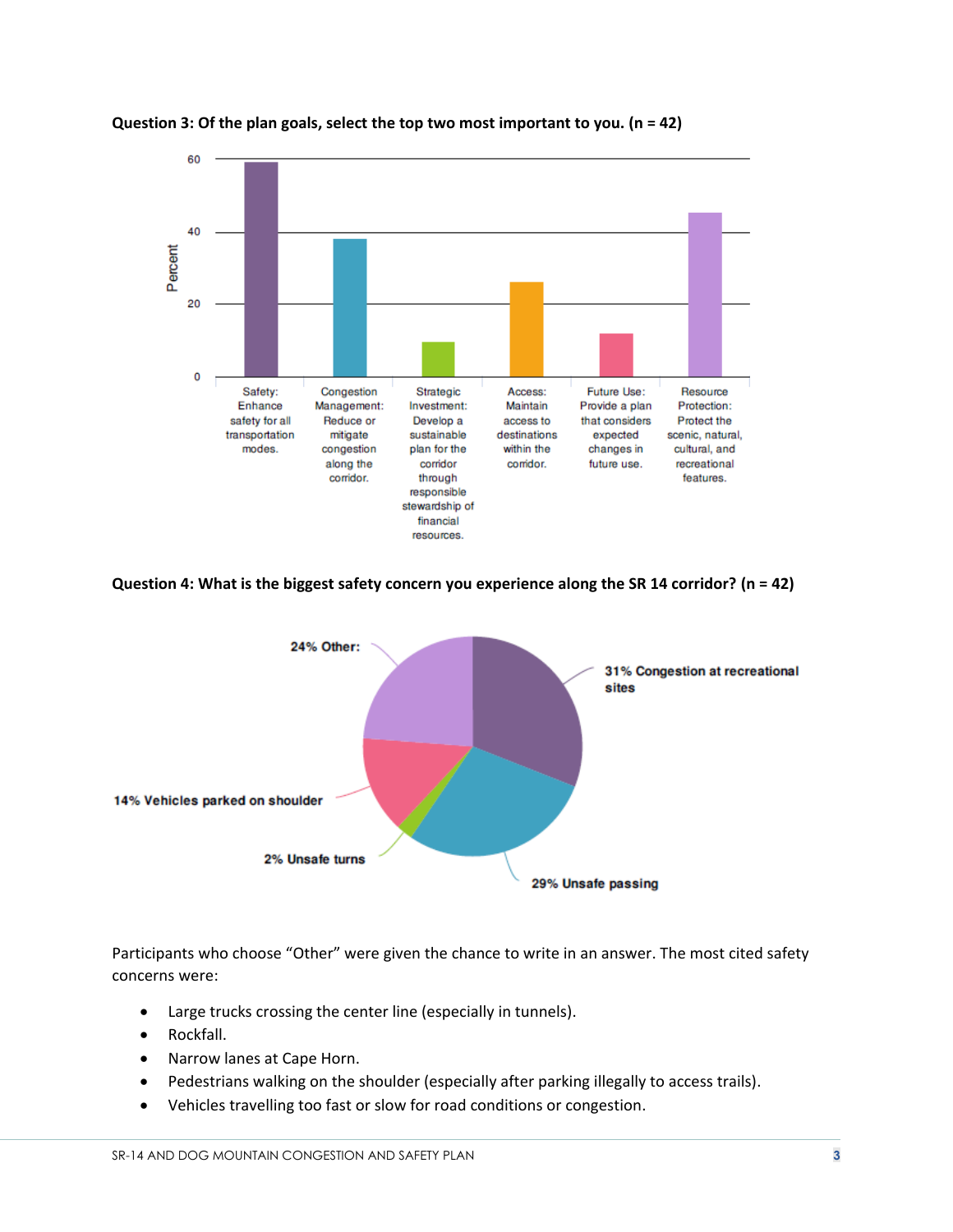**Question 3: Of the plan goals, select the top two most important to you. (n = 42)**

| Plan goal | Percent (approx.) |
|---|---|
| Safety: Enhance safety for all transportation modes. | 59 |
| Congestion Management: Reduce or mitigate congestion along the corridor. | 38 |
| Strategic Investment: Develop a sustainable plan for the corridor through responsible stewardship of financial resources. | 10 |
| Access: Maintain access to destinations within the corridor. | 26 |
| Future Use: Provide a plan that considers expected changes in future use. | 12 |
| Resource Protection: Protect the scenic, natural, cultural, and recreational features. | 45 |

**Question 4: What is the biggest safety concern you experience along the SR 14 corridor? (n = 42)**

| Safety concern | Percent |
|---|---|
| Congestion at recreational sites | 31% |
| Unsafe passing | 29% |
| Other | 24% |
| Vehicles parked on shoulder | 14% |
| Unsafe turns | 2% |

Participants who choose "Other" were given the chance to write in an answer. The most cited safety concerns were:

- Large trucks crossing the center line (especially in tunnels).
- Rockfall.
- Narrow lanes at Cape Horn.
- Pedestrians walking on the shoulder (especially after parking illegally to access trails).
- Vehicles travelling too fast or slow for road conditions or congestion.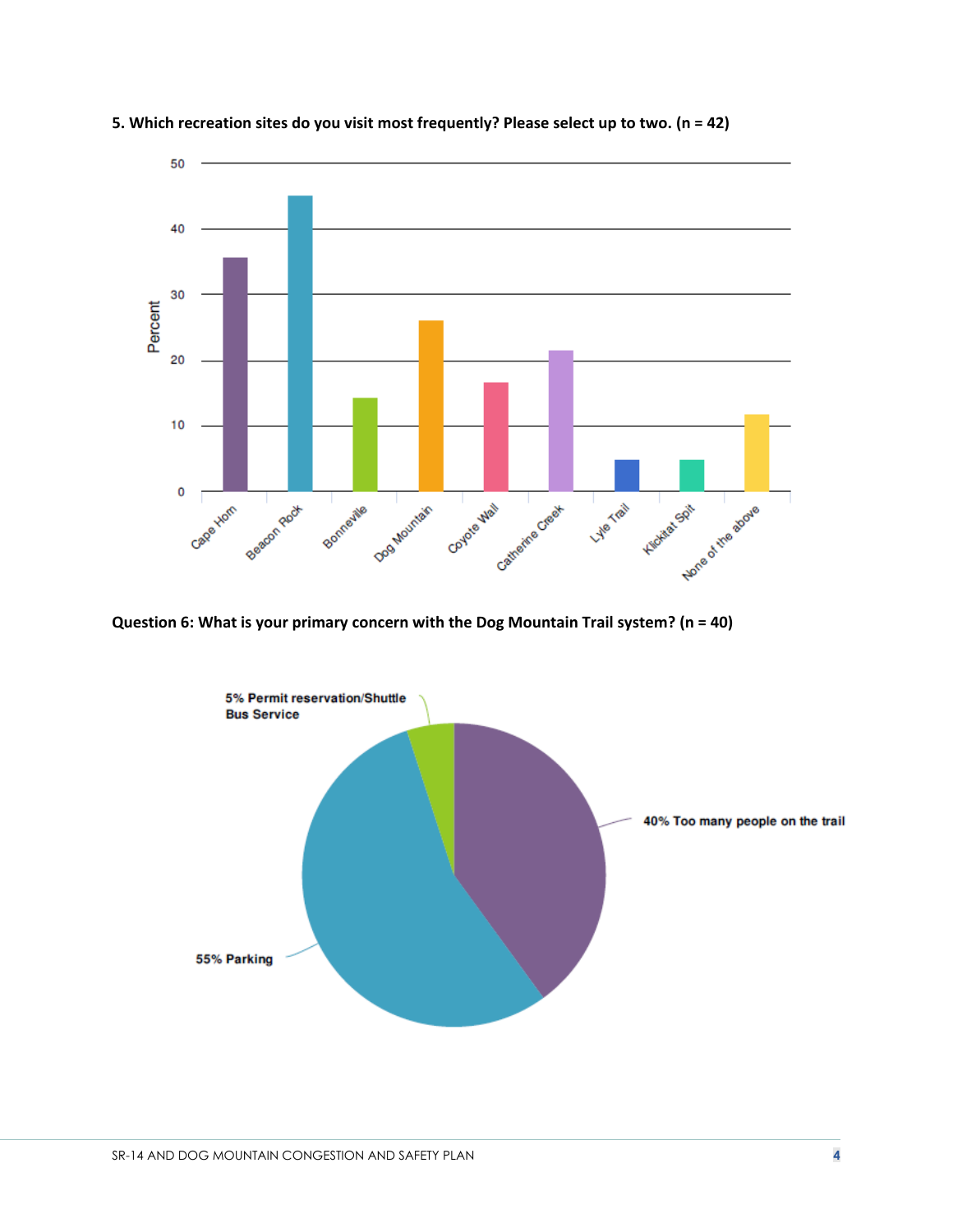**5. Which recreation sites do you visit most frequently? Please select up to two. (n = 42)**

| Site | Percent |
| --- | --- |
| Cape Horn | ~36 |
| Beacon Rock | ~45 |
| Bonneville | ~14 |
| Dog Mountain | ~26 |
| Coyote Wall | ~17 |
| Catherine Creek | ~21 |
| Lyle Trail | ~5 |
| Klickitat Spit | ~5 |
| None of the above | ~12 |

**Question 6: What is your primary concern with the Dog Mountain Trail system? (n = 40)**

- 55% Parking
- 40% Too many people on the trail
- 5% Permit reservation/Shuttle Bus Service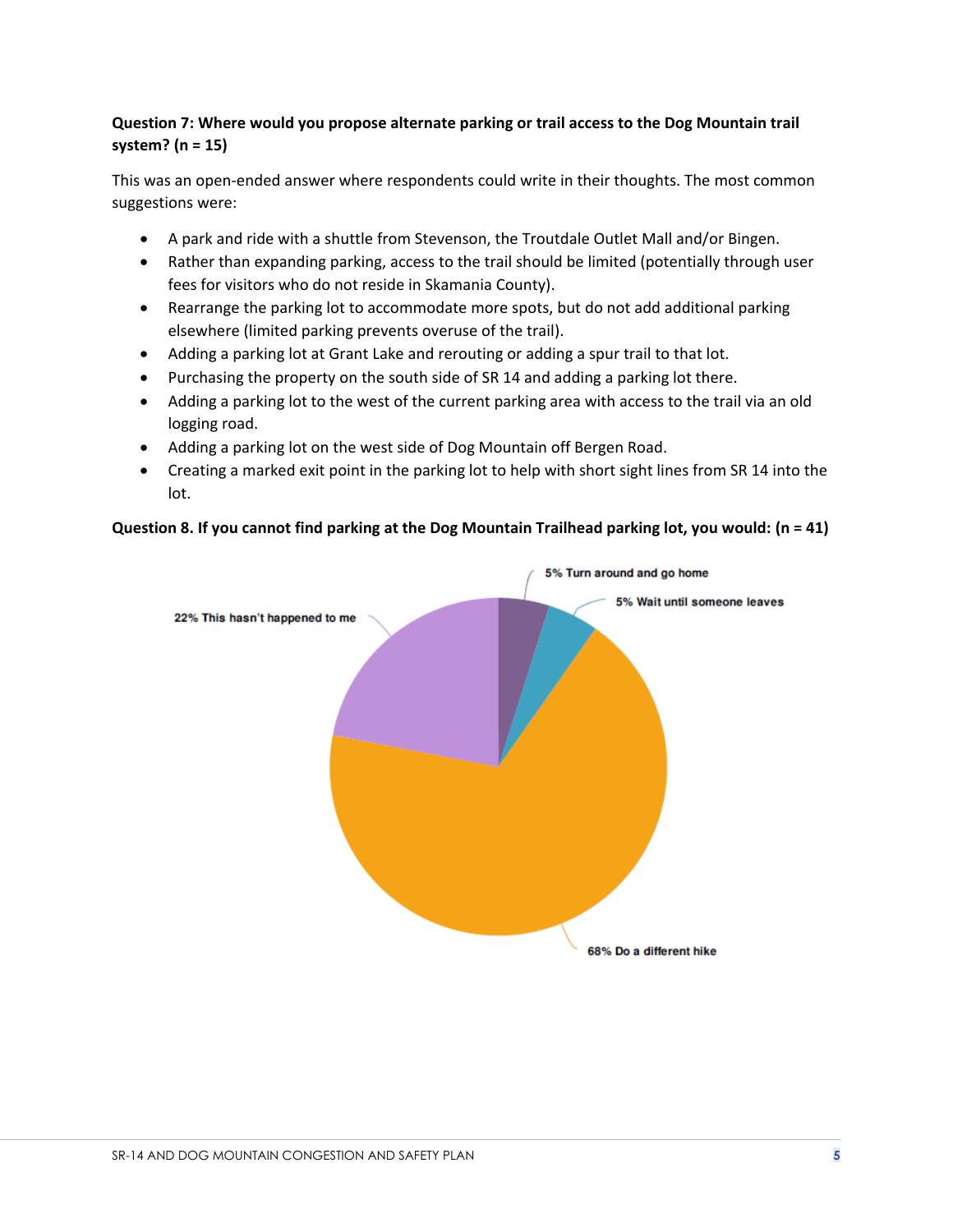**Question 7: Where would you propose alternate parking or trail access to the Dog Mountain trail system? (n = 15)**

This was an open-ended answer where respondents could write in their thoughts. The most common suggestions were:

- A park and ride with a shuttle from Stevenson, the Troutdale Outlet Mall and/or Bingen.
- Rather than expanding parking, access to the trail should be limited (potentially through user fees for visitors who do not reside in Skamania County).
- Rearrange the parking lot to accommodate more spots, but do not add additional parking elsewhere (limited parking prevents overuse of the trail).
- Adding a parking lot at Grant Lake and rerouting or adding a spur trail to that lot.
- Purchasing the property on the south side of SR 14 and adding a parking lot there.
- Adding a parking lot to the west of the current parking area with access to the trail via an old logging road.
- Adding a parking lot on the west side of Dog Mountain off Bergen Road.
- Creating a marked exit point in the parking lot to help with short sight lines from SR 14 into the lot.

**Question 8. If you cannot find parking at the Dog Mountain Trailhead parking lot, you would: (n = 41)**

5% Turn around and go home

5% Wait until someone leaves

22% This hasn't happened to me

68% Do a different hike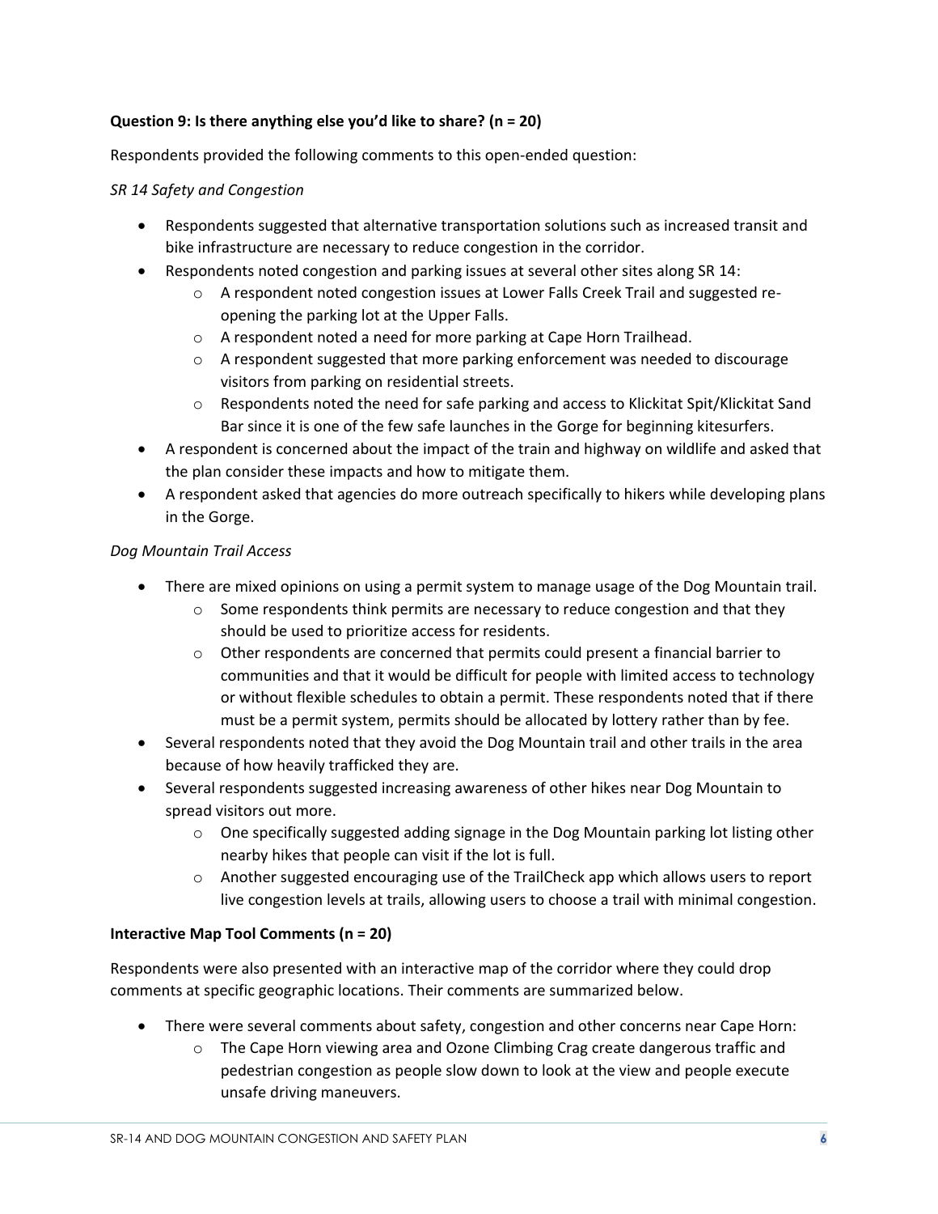**Question 9: Is there anything else you'd like to share? (n = 20)**

Respondents provided the following comments to this open-ended question:

*SR 14 Safety and Congestion*

- Respondents suggested that alternative transportation solutions such as increased transit and bike infrastructure are necessary to reduce congestion in the corridor.
- Respondents noted congestion and parking issues at several other sites along SR 14:
    - A respondent noted congestion issues at Lower Falls Creek Trail and suggested re-opening the parking lot at the Upper Falls.
    - A respondent noted a need for more parking at Cape Horn Trailhead.
    - A respondent suggested that more parking enforcement was needed to discourage visitors from parking on residential streets.
    - Respondents noted the need for safe parking and access to Klickitat Spit/Klickitat Sand Bar since it is one of the few safe launches in the Gorge for beginning kitesurfers.
- A respondent is concerned about the impact of the train and highway on wildlife and asked that the plan consider these impacts and how to mitigate them.
- A respondent asked that agencies do more outreach specifically to hikers while developing plans in the Gorge.

*Dog Mountain Trail Access*

- There are mixed opinions on using a permit system to manage usage of the Dog Mountain trail.
    - Some respondents think permits are necessary to reduce congestion and that they should be used to prioritize access for residents.
    - Other respondents are concerned that permits could present a financial barrier to communities and that it would be difficult for people with limited access to technology or without flexible schedules to obtain a permit. These respondents noted that if there must be a permit system, permits should be allocated by lottery rather than by fee.
- Several respondents noted that they avoid the Dog Mountain trail and other trails in the area because of how heavily trafficked they are.
- Several respondents suggested increasing awareness of other hikes near Dog Mountain to spread visitors out more.
    - One specifically suggested adding signage in the Dog Mountain parking lot listing other nearby hikes that people can visit if the lot is full.
    - Another suggested encouraging use of the TrailCheck app which allows users to report live congestion levels at trails, allowing users to choose a trail with minimal congestion.

**Interactive Map Tool Comments (n = 20)**

Respondents were also presented with an interactive map of the corridor where they could drop comments at specific geographic locations. Their comments are summarized below.

- There were several comments about safety, congestion and other concerns near Cape Horn:
    - The Cape Horn viewing area and Ozone Climbing Crag create dangerous traffic and pedestrian congestion as people slow down to look at the view and people execute unsafe driving maneuvers.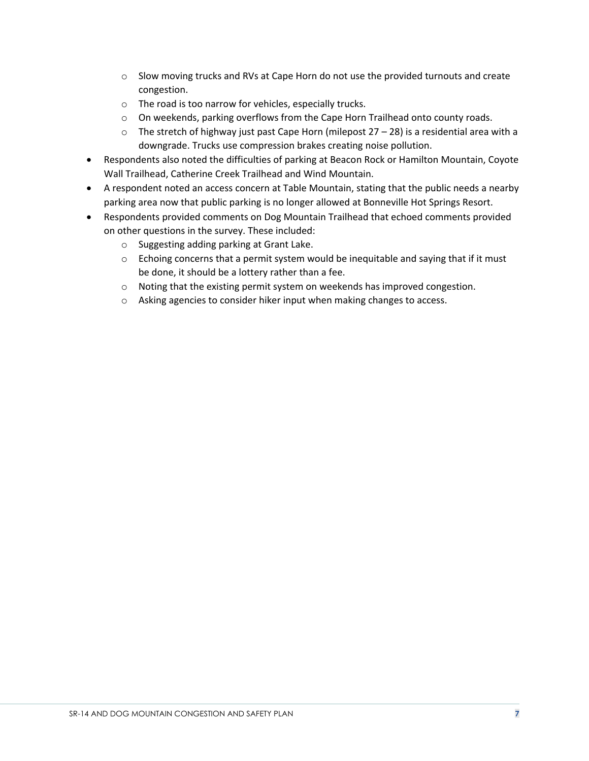- Slow moving trucks and RVs at Cape Horn do not use the provided turnouts and create congestion.
  - The road is too narrow for vehicles, especially trucks.
  - On weekends, parking overflows from the Cape Horn Trailhead onto county roads.
  - The stretch of highway just past Cape Horn (milepost 27 – 28) is a residential area with a downgrade. Trucks use compression brakes creating noise pollution.
- Respondents also noted the difficulties of parking at Beacon Rock or Hamilton Mountain, Coyote Wall Trailhead, Catherine Creek Trailhead and Wind Mountain.
- A respondent noted an access concern at Table Mountain, stating that the public needs a nearby parking area now that public parking is no longer allowed at Bonneville Hot Springs Resort.
- Respondents provided comments on Dog Mountain Trailhead that echoed comments provided on other questions in the survey. These included:
  - Suggesting adding parking at Grant Lake.
  - Echoing concerns that a permit system would be inequitable and saying that if it must be done, it should be a lottery rather than a fee.
  - Noting that the existing permit system on weekends has improved congestion.
  - Asking agencies to consider hiker input when making changes to access.